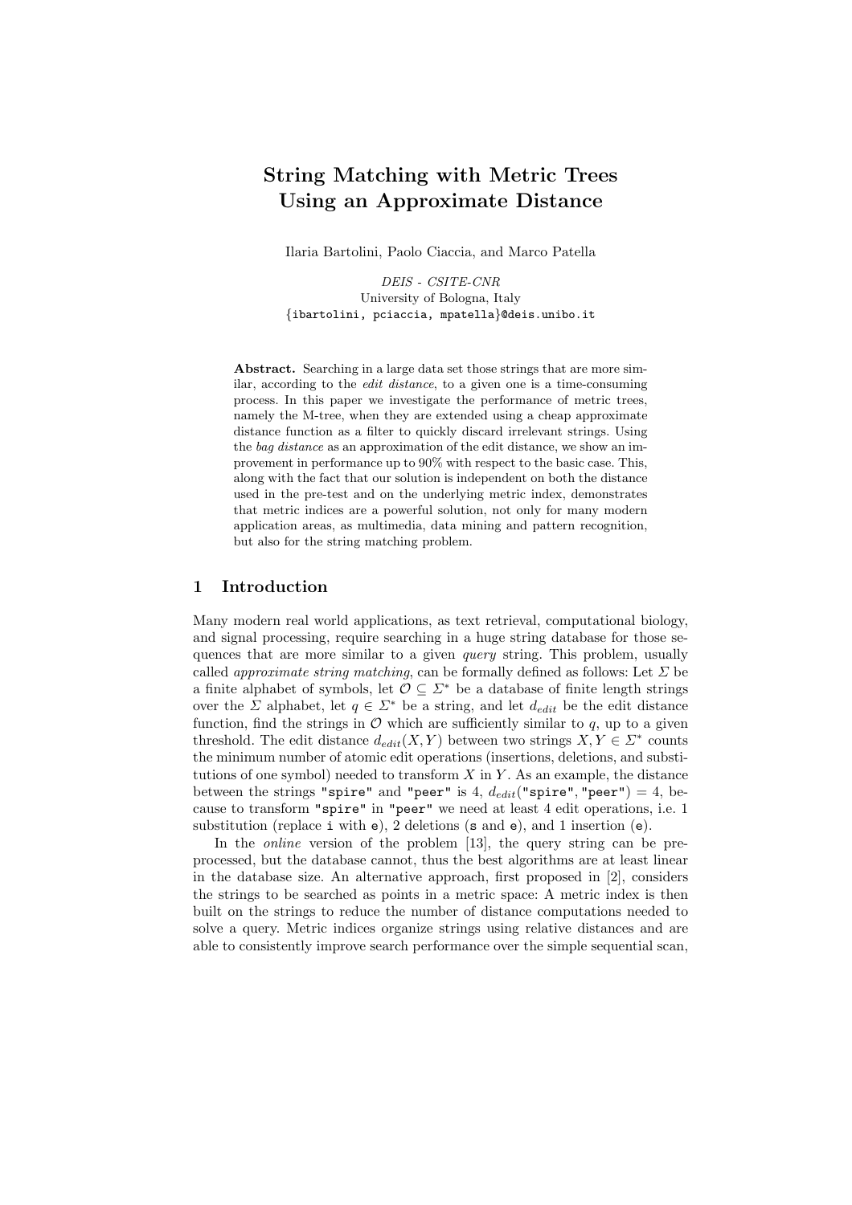# String Matching with Metric Trees Using an Approximate Distance

Ilaria Bartolini, Paolo Ciaccia, and Marco Patella

*DEIS - CSITE-CNR*
University of Bologna, Italy
{ibartolini, pciaccia, mpatella}@deis.unibo.it

**Abstract.** Searching in a large data set those strings that are more similar, according to the *edit distance*, to a given one is a time-consuming process. In this paper we investigate the performance of metric trees, namely the M-tree, when they are extended using a cheap approximate distance function as a filter to quickly discard irrelevant strings. Using the *bag distance* as an approximation of the edit distance, we show an improvement in performance up to 90% with respect to the basic case. This, along with the fact that our solution is independent on both the distance used in the pre-test and on the underlying metric index, demonstrates that metric indices are a powerful solution, not only for many modern application areas, as multimedia, data mining and pattern recognition, but also for the string matching problem.

## 1 Introduction

Many modern real world applications, as text retrieval, computational biology, and signal processing, require searching in a huge string database for those sequences that are more similar to a given *query* string. This problem, usually called *approximate string matching*, can be formally defined as follows: Let $\Sigma$ be a finite alphabet of symbols, let $\mathcal{O} \subseteq \Sigma^*$ be a database of finite length strings over the $\Sigma$ alphabet, let $q \in \Sigma^*$ be a string, and let $d_{edit}$ be the edit distance function, find the strings in $\mathcal{O}$ which are sufficiently similar to $q$, up to a given threshold. The edit distance $d_{edit}(X, Y)$ between two strings $X, Y \in \Sigma^*$ counts the minimum number of atomic edit operations (insertions, deletions, and substitutions of one symbol) needed to transform $X$ in $Y$. As an example, the distance between the strings "spire" and "peer" is 4, $d_{edit}(\texttt{"spire"}, \texttt{"peer"}) = 4$, because to transform "spire" in "peer" we need at least 4 edit operations, i.e. 1 substitution (replace i with e), 2 deletions (s and e), and 1 insertion (e).

In the *online* version of the problem [13], the query string can be preprocessed, but the database cannot, thus the best algorithms are at least linear in the database size. An alternative approach, first proposed in [2], considers the strings to be searched as points in a metric space: A metric index is then built on the strings to reduce the number of distance computations needed to solve a query. Metric indices organize strings using relative distances and are able to consistently improve search performance over the simple sequential scan,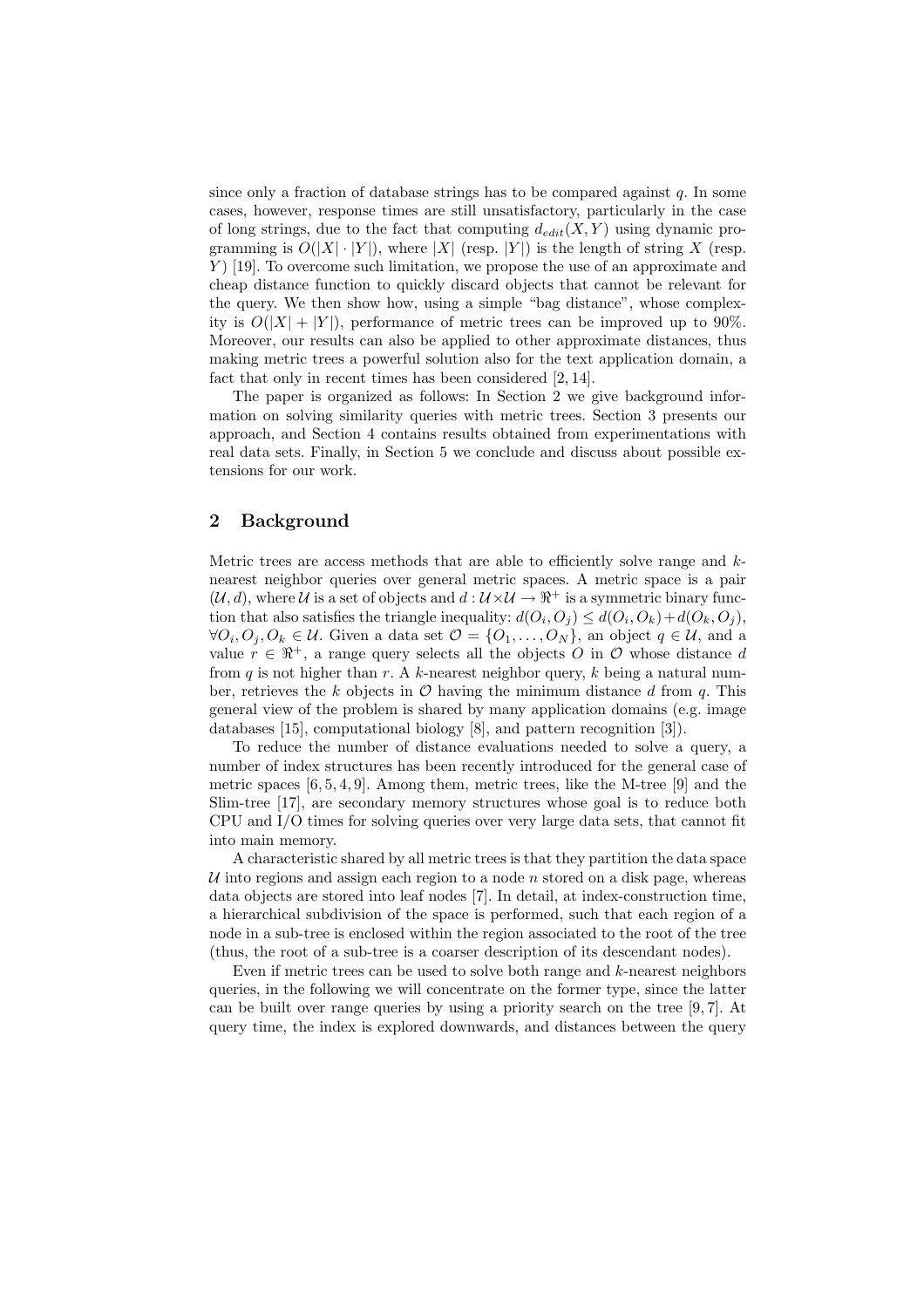since only a fraction of database strings has to be compared against $q$. In some cases, however, response times are still unsatisfactory, particularly in the case of long strings, due to the fact that computing $d_{edit}(X, Y)$ using dynamic programming is $O(|X| \cdot |Y|)$, where $|X|$ (resp. $|Y|$) is the length of string $X$ (resp. $Y$) [19]. To overcome such limitation, we propose the use of an approximate and cheap distance function to quickly discard objects that cannot be relevant for the query. We then show how, using a simple "bag distance", whose complexity is $O(|X| + |Y|)$, performance of metric trees can be improved up to 90%. Moreover, our results can also be applied to other approximate distances, thus making metric trees a powerful solution also for the text application domain, a fact that only in recent times has been considered [2, 14].

The paper is organized as follows: In Section 2 we give background information on solving similarity queries with metric trees. Section 3 presents our approach, and Section 4 contains results obtained from experimentations with real data sets. Finally, in Section 5 we conclude and discuss about possible extensions for our work.

## 2 Background

Metric trees are access methods that are able to efficiently solve range and $k$-nearest neighbor queries over general metric spaces. A metric space is a pair $(\mathcal{U}, d)$, where $\mathcal{U}$ is a set of objects and $d : \mathcal{U} \times \mathcal{U} \to \Re^+$ is a symmetric binary function that also satisfies the triangle inequality: $d(O_i, O_j) \leq d(O_i, O_k) + d(O_k, O_j)$, $\forall O_i, O_j, O_k \in \mathcal{U}$. Given a data set $\mathcal{O} = \{O_1, \ldots, O_N\}$, an object $q \in \mathcal{U}$, and a value $r \in \Re^+$, a range query selects all the objects $O$ in $\mathcal{O}$ whose distance $d$ from $q$ is not higher than $r$. A $k$-nearest neighbor query, $k$ being a natural number, retrieves the $k$ objects in $\mathcal{O}$ having the minimum distance $d$ from $q$. This general view of the problem is shared by many application domains (e.g. image databases [15], computational biology [8], and pattern recognition [3]).

To reduce the number of distance evaluations needed to solve a query, a number of index structures has been recently introduced for the general case of metric spaces [6, 5, 4, 9]. Among them, metric trees, like the M-tree [9] and the Slim-tree [17], are secondary memory structures whose goal is to reduce both CPU and I/O times for solving queries over very large data sets, that cannot fit into main memory.

A characteristic shared by all metric trees is that they partition the data space $\mathcal{U}$ into regions and assign each region to a node $n$ stored on a disk page, whereas data objects are stored into leaf nodes [7]. In detail, at index-construction time, a hierarchical subdivision of the space is performed, such that each region of a node in a sub-tree is enclosed within the region associated to the root of the tree (thus, the root of a sub-tree is a coarser description of its descendant nodes).

Even if metric trees can be used to solve both range and $k$-nearest neighbors queries, in the following we will concentrate on the former type, since the latter can be built over range queries by using a priority search on the tree [9, 7]. At query time, the index is explored downwards, and distances between the query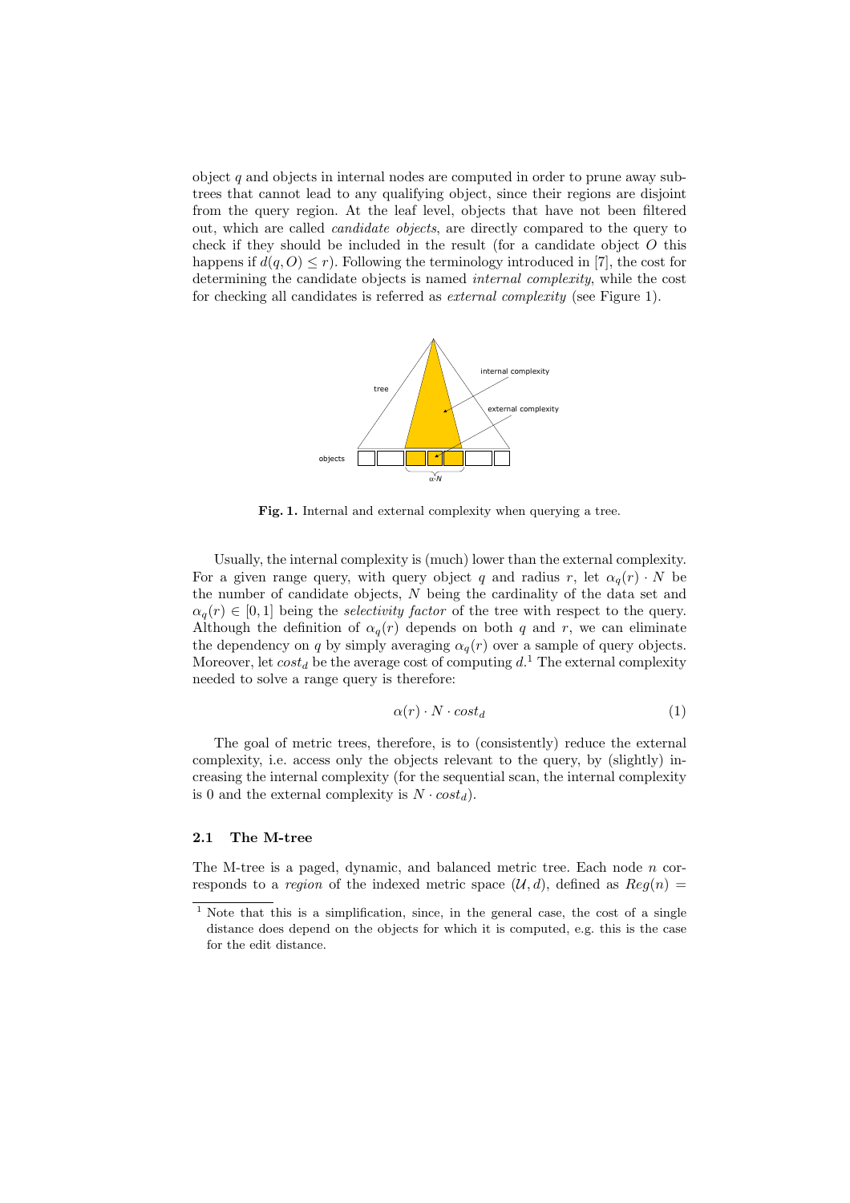object $q$ and objects in internal nodes are computed in order to prune away subtrees that cannot lead to any qualifying object, since their regions are disjoint from the query region. At the leaf level, objects that have not been filtered out, which are called *candidate objects*, are directly compared to the query to check if they should be included in the result (for a candidate object $O$ this happens if $d(q, O) \leq r$). Following the terminology introduced in [7], the cost for determining the candidate objects is named *internal complexity*, while the cost for checking all candidates is referred as *external complexity* (see Figure 1).

**Fig. 1.** Internal and external complexity when querying a tree.

Usually, the internal complexity is (much) lower than the external complexity. For a given range query, with query object $q$ and radius $r$, let $\alpha_q(r) \cdot N$ be the number of candidate objects, $N$ being the cardinality of the data set and $\alpha_q(r) \in [0, 1]$ being the *selectivity factor* of the tree with respect to the query. Although the definition of $\alpha_q(r)$ depends on both $q$ and $r$, we can eliminate the dependency on $q$ by simply averaging $\alpha_q(r)$ over a sample of query objects. Moreover, let $cost_d$ be the average cost of computing $d$.[1] The external complexity needed to solve a range query is therefore:

$$\alpha(r) \cdot N \cdot cost_d \tag{1}$$

The goal of metric trees, therefore, is to (consistently) reduce the external complexity, i.e. access only the objects relevant to the query, by (slightly) increasing the internal complexity (for the sequential scan, the internal complexity is 0 and the external complexity is $N \cdot cost_d$).

### 2.1 The M-tree

The M-tree is a paged, dynamic, and balanced metric tree. Each node $n$ corresponds to a *region* of the indexed metric space $(\mathcal{U}, d)$, defined as $Reg(n) =$

[1] Note that this is a simplification, since, in the general case, the cost of a single distance does depend on the objects for which it is computed, e.g. this is the case for the edit distance.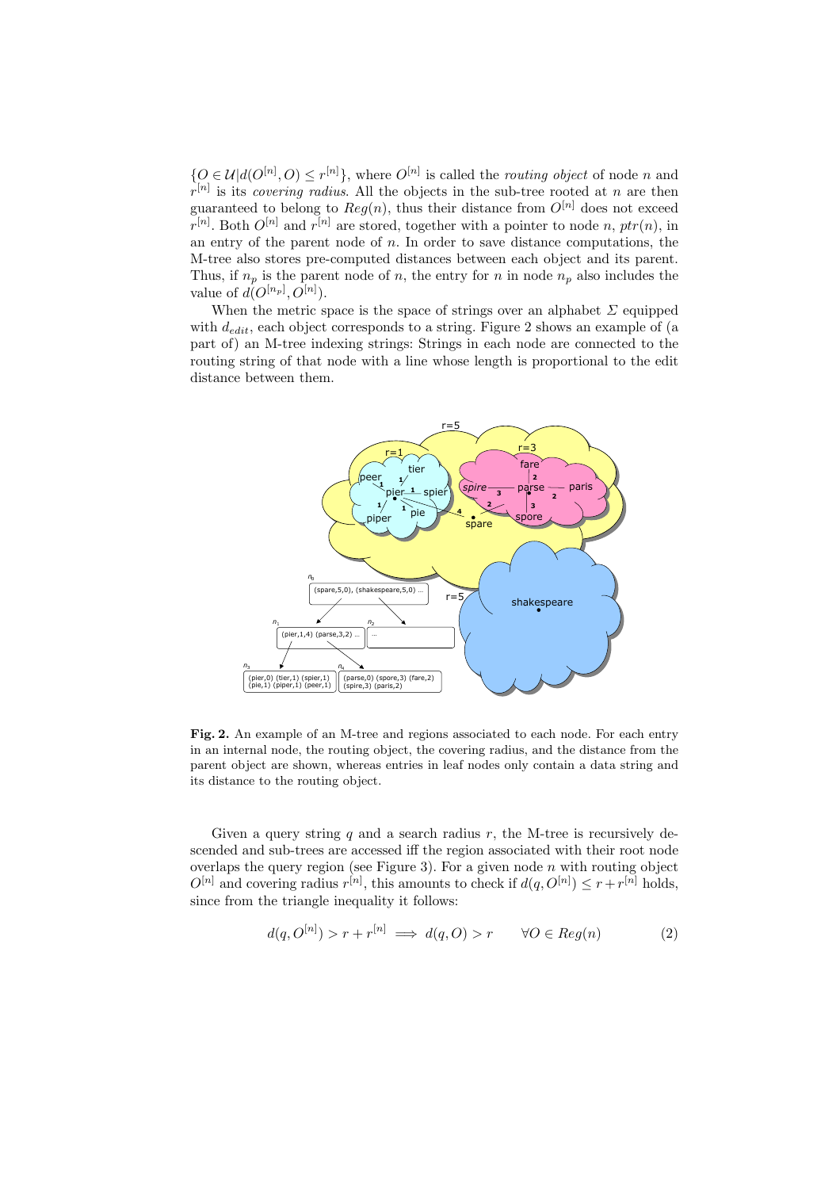$\{O \in \mathcal{U} | d(O^{[n]}, O) \leq r^{[n]}\}$, where $O^{[n]}$ is called the *routing object* of node $n$ and $r^{[n]}$ is its *covering radius*. All the objects in the sub-tree rooted at $n$ are then guaranteed to belong to $Reg(n)$, thus their distance from $O^{[n]}$ does not exceed $r^{[n]}$. Both $O^{[n]}$ and $r^{[n]}$ are stored, together with a pointer to node $n$, $ptr(n)$, in an entry of the parent node of $n$. In order to save distance computations, the M-tree also stores pre-computed distances between each object and its parent. Thus, if $n_p$ is the parent node of $n$, the entry for $n$ in node $n_p$ also includes the value of $d(O^{[n_p]}, O^{[n]})$.

When the metric space is the space of strings over an alphabet $\Sigma$ equipped with $d_{edit}$, each object corresponds to a string. Figure 2 shows an example of (a part of) an M-tree indexing strings: Strings in each node are connected to the routing string of that node with a line whose length is proportional to the edit distance between them.

**Fig. 2.** An example of an M-tree and regions associated to each node. For each entry in an internal node, the routing object, the covering radius, and the distance from the parent object are shown, whereas entries in leaf nodes only contain a data string and its distance to the routing object.

Given a query string $q$ and a search radius $r$, the M-tree is recursively descended and sub-trees are accessed iff the region associated with their root node overlaps the query region (see Figure 3). For a given node $n$ with routing object $O^{[n]}$ and covering radius $r^{[n]}$, this amounts to check if $d(q, O^{[n]}) \leq r + r^{[n]}$ holds, since from the triangle inequality it follows:

$$d(q, O^{[n]}) > r + r^{[n]} \implies d(q, O) > r \qquad \forall O \in Reg(n) \tag{2}$$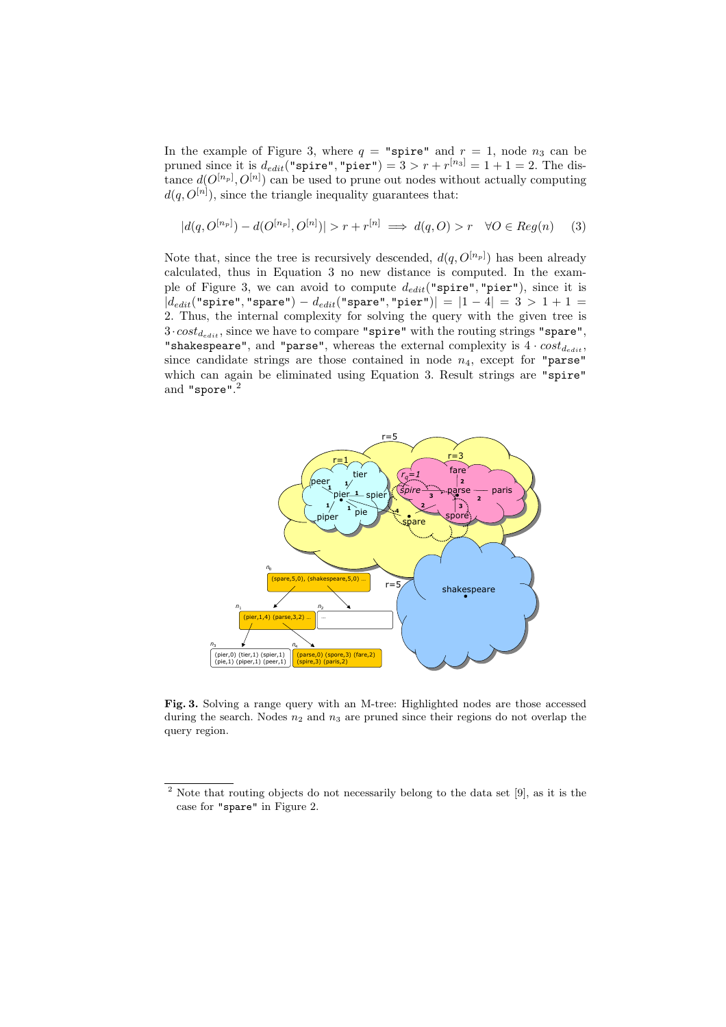In the example of Figure 3, where $q =$ "spire" and $r = 1$, node $n_3$ can be pruned since it is $d_{edit}(\texttt{"spire"}, \texttt{"pier"}) = 3 > r + r^{[n_3]} = 1 + 1 = 2$. The distance $d(O^{[n_p]}, O^{[n]})$ can be used to prune out nodes without actually computing $d(q, O^{[n]})$, since the triangle inequality guarantees that:

$$|d(q, O^{[n_p]}) - d(O^{[n_p]}, O^{[n]})| > r + r^{[n]} \implies d(q, O) > r \quad \forall O \in Reg(n) \qquad (3)$$

Note that, since the tree is recursively descended, $d(q, O^{[n_p]})$ has been already calculated, thus in Equation 3 no new distance is computed. In the example of Figure 3, we can avoid to compute $d_{edit}(\texttt{"spire"}, \texttt{"pier"})$, since it is $|d_{edit}(\texttt{"spire"}, \texttt{"spare"}) - d_{edit}(\texttt{"spare"}, \texttt{"pier"})| = |1 - 4| = 3 > 1 + 1 = 2$. Thus, the internal complexity for solving the query with the given tree is $3 \cdot cost_{d_{edit}}$, since we have to compare "spire" with the routing strings "spare", "shakespeare", and "parse", whereas the external complexity is $4 \cdot cost_{d_{edit}}$, since candidate strings are those contained in node $n_4$, except for "parse" which can again be eliminated using Equation 3. Result strings are "spire" and "spore".[2]

**Fig. 3.** Solving a range query with an M-tree: Highlighted nodes are those accessed during the search. Nodes $n_2$ and $n_3$ are pruned since their regions do not overlap the query region.

[2] Note that routing objects do not necessarily belong to the data set [9], as it is the case for "spare" in Figure 2.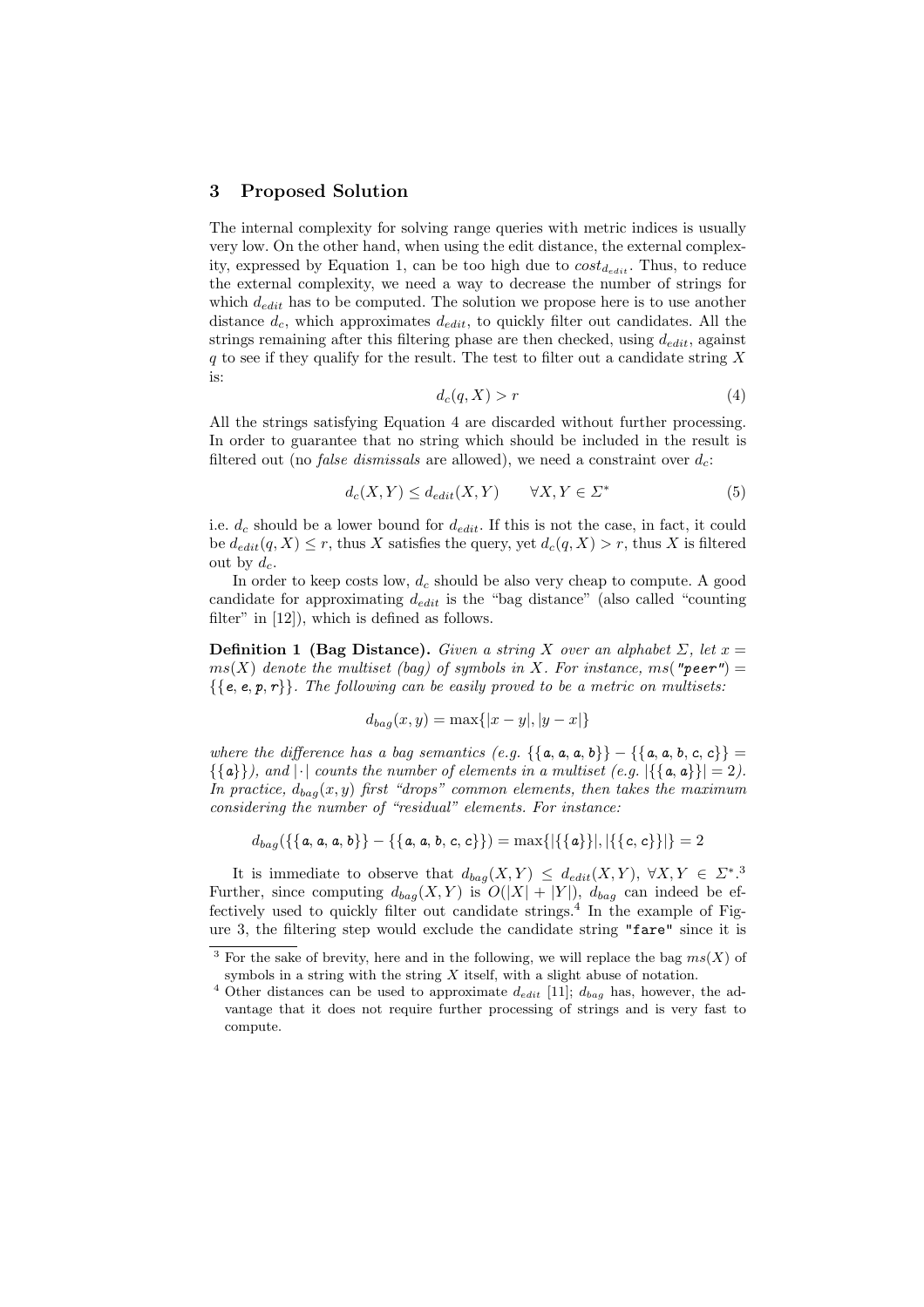## 3 Proposed Solution

The internal complexity for solving range queries with metric indices is usually very low. On the other hand, when using the edit distance, the external complexity, expressed by Equation 1, can be too high due to $cost_{d_{edit}}$. Thus, to reduce the external complexity, we need a way to decrease the number of strings for which $d_{edit}$ has to be computed. The solution we propose here is to use another distance $d_c$, which approximates $d_{edit}$, to quickly filter out candidates. All the strings remaining after this filtering phase are then checked, using $d_{edit}$, against $q$ to see if they qualify for the result. The test to filter out a candidate string $X$ is:

$$d_c(q, X) > r \tag{4}$$

All the strings satisfying Equation 4 are discarded without further processing. In order to guarantee that no string which should be included in the result is filtered out (no *false dismissals* are allowed), we need a constraint over $d_c$:

$$d_c(X, Y) \leq d_{edit}(X, Y) \qquad \forall X, Y \in \Sigma^* \tag{5}$$

i.e. $d_c$ should be a lower bound for $d_{edit}$. If this is not the case, in fact, it could be $d_{edit}(q, X) \leq r$, thus $X$ satisfies the query, yet $d_c(q, X) > r$, thus $X$ is filtered out by $d_c$.

In order to keep costs low, $d_c$ should be also very cheap to compute. A good candidate for approximating $d_{edit}$ is the "bag distance" (also called "counting filter" in [12]), which is defined as follows.

**Definition 1 (Bag Distance).** *Given a string $X$ over an alphabet $\Sigma$, let $x = ms(X)$ denote the multiset (bag) of symbols in $X$. For instance, $ms($"peer"$) = \{\{e, e, p, r\}\}$. The following can be easily proved to be a metric on multisets:*

$$d_{bag}(x, y) = \max\{|x - y|, |y - x|\}$$

*where the difference has a bag semantics (e.g. $\{\{a, a, a, b\}\} - \{\{a, a, b, c, c\}\} = \{\{a\}\}$), and $|\cdot|$ counts the number of elements in a multiset (e.g. $|\{\{a, a\}\}| = 2$). In practice, $d_{bag}(x, y)$ first "drops" common elements, then takes the maximum considering the number of "residual" elements. For instance:*

$$d_{bag}(\{\{a, a, a, b\}\} - \{\{a, a, b, c, c\}\}) = \max\{|\{\{a\}\}|, |\{\{c, c\}\}|\} = 2$$

It is immediate to observe that $d_{bag}(X, Y) \leq d_{edit}(X, Y)$, $\forall X, Y \in \Sigma^*$.[3] Further, since computing $d_{bag}(X, Y)$ is $O(|X| + |Y|)$, $d_{bag}$ can indeed be effectively used to quickly filter out candidate strings.[4] In the example of Figure 3, the filtering step would exclude the candidate string "fare" since it is

[3] For the sake of brevity, here and in the following, we will replace the bag $ms(X)$ of symbols in a string with the string $X$ itself, with a slight abuse of notation.

[4] Other distances can be used to approximate $d_{edit}$ [11]; $d_{bag}$ has, however, the advantage that it does not require further processing of strings and is very fast to compute.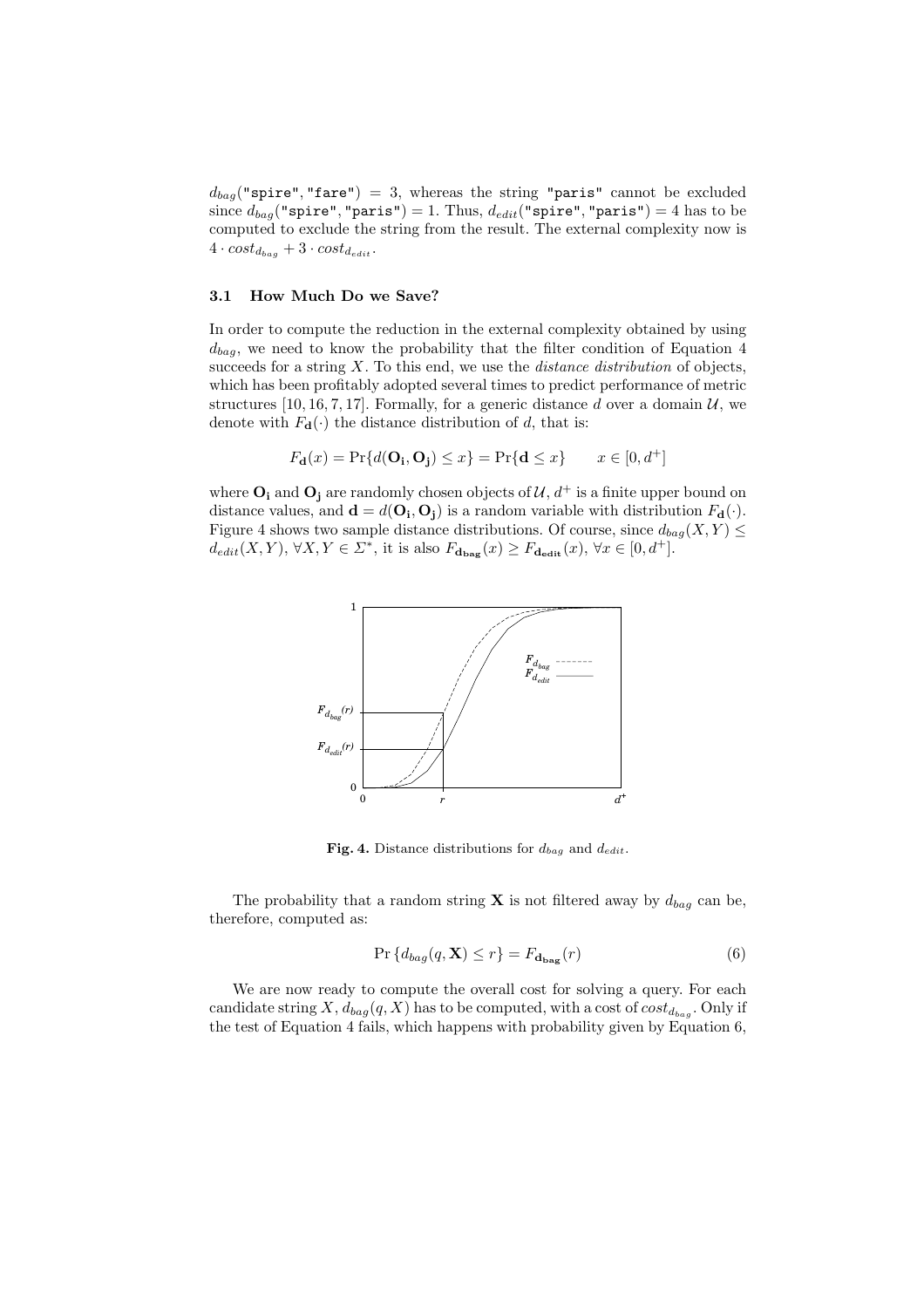$d_{bag}(\texttt{"spire"}, \texttt{"fare"}) = 3$, whereas the string `"paris"` cannot be excluded since $d_{bag}(\texttt{"spire"}, \texttt{"paris"}) = 1$. Thus, $d_{edit}(\texttt{"spire"}, \texttt{"paris"}) = 4$ has to be computed to exclude the string from the result. The external complexity now is $4 \cdot cost_{d_{bag}} + 3 \cdot cost_{d_{edit}}$.

### 3.1 How Much Do we Save?

In order to compute the reduction in the external complexity obtained by using $d_{bag}$, we need to know the probability that the filter condition of Equation 4 succeeds for a string $X$. To this end, we use the *distance distribution* of objects, which has been profitably adopted several times to predict performance of metric structures [10, 16, 7, 17]. Formally, for a generic distance $d$ over a domain $\mathcal{U}$, we denote with $F_{\mathbf{d}}(\cdot)$ the distance distribution of $d$, that is:

$$F_{\mathbf{d}}(x) = \Pr\{d(\mathbf{O_i}, \mathbf{O_j}) \leq x\} = \Pr\{\mathbf{d} \leq x\} \qquad x \in [0, d^+]$$

where $\mathbf{O_i}$ and $\mathbf{O_j}$ are randomly chosen objects of $\mathcal{U}$, $d^+$ is a finite upper bound on distance values, and $\mathbf{d} = d(\mathbf{O_i}, \mathbf{O_j})$ is a random variable with distribution $F_{\mathbf{d}}(\cdot)$. Figure 4 shows two sample distance distributions. Of course, since $d_{bag}(X, Y) \leq d_{edit}(X, Y)$, $\forall X, Y \in \Sigma^*$, it is also $F_{\mathbf{d_{bag}}}(x) \geq F_{\mathbf{d_{edit}}}(x)$, $\forall x \in [0, d^+]$.

**Fig. 4.** Distance distributions for $d_{bag}$ and $d_{edit}$.

The probability that a random string $\mathbf{X}$ is not filtered away by $d_{bag}$ can be, therefore, computed as:

$$\Pr\{d_{bag}(q, \mathbf{X}) \leq r\} = F_{\mathbf{d_{bag}}}(r) \tag{6}$$

We are now ready to compute the overall cost for solving a query. For each candidate string $X$, $d_{bag}(q, X)$ has to be computed, with a cost of $cost_{d_{bag}}$. Only if the test of Equation 4 fails, which happens with probability given by Equation 6,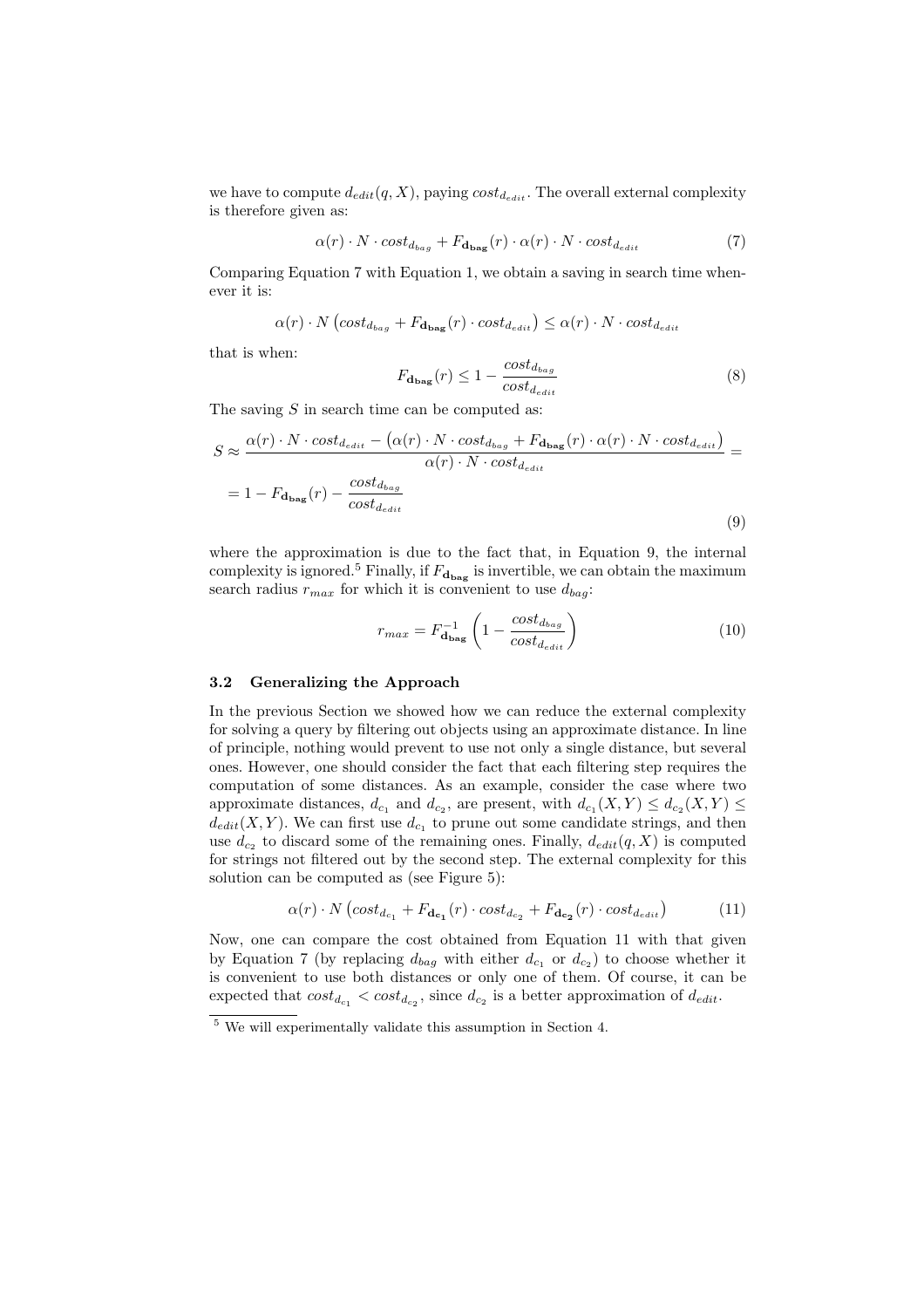we have to compute $d_{edit}(q, X)$, paying $cost_{d_{edit}}$. The overall external complexity is therefore given as:

$$\alpha(r) \cdot N \cdot cost_{d_{bag}} + F_{\mathbf{d_{bag}}}(r) \cdot \alpha(r) \cdot N \cdot cost_{d_{edit}} \tag{7}$$

Comparing Equation 7 with Equation 1, we obtain a saving in search time whenever it is:

$$\alpha(r) \cdot N \left(cost_{d_{bag}} + F_{\mathbf{d_{bag}}}(r) \cdot cost_{d_{edit}}\right) \leq \alpha(r) \cdot N \cdot cost_{d_{edit}}$$

that is when:

$$F_{\mathbf{d_{bag}}}(r) \leq 1 - \frac{cost_{d_{bag}}}{cost_{d_{edit}}} \tag{8}$$

The saving $S$ in search time can be computed as:

$$S \approx \frac{\alpha(r) \cdot N \cdot cost_{d_{edit}} - \left(\alpha(r) \cdot N \cdot cost_{d_{bag}} + F_{\mathbf{d_{bag}}}(r) \cdot \alpha(r) \cdot N \cdot cost_{d_{edit}}\right)}{\alpha(r) \cdot N \cdot cost_{d_{edit}}} = \\ = 1 - F_{\mathbf{d_{bag}}}(r) - \frac{cost_{d_{bag}}}{cost_{d_{edit}}} \tag{9}$$

where the approximation is due to the fact that, in Equation 9, the internal complexity is ignored.[5] Finally, if $F_{\mathbf{d_{bag}}}$ is invertible, we can obtain the maximum search radius $r_{max}$ for which it is convenient to use $d_{bag}$:

$$r_{max} = F^{-1}_{\mathbf{d_{bag}}} \left(1 - \frac{cost_{d_{bag}}}{cost_{d_{edit}}}\right) \tag{10}$$

### 3.2 Generalizing the Approach

In the previous Section we showed how we can reduce the external complexity for solving a query by filtering out objects using an approximate distance. In line of principle, nothing would prevent to use not only a single distance, but several ones. However, one should consider the fact that each filtering step requires the computation of some distances. As an example, consider the case where two approximate distances, $d_{c_1}$ and $d_{c_2}$, are present, with $d_{c_1}(X, Y) \leq d_{c_2}(X, Y) \leq d_{edit}(X, Y)$. We can first use $d_{c_1}$ to prune out some candidate strings, and then use $d_{c_2}$ to discard some of the remaining ones. Finally, $d_{edit}(q, X)$ is computed for strings not filtered out by the second step. The external complexity for this solution can be computed as (see Figure 5):

$$\alpha(r) \cdot N \left(cost_{d_{c_1}} + F_{\mathbf{d_{c_1}}}(r) \cdot cost_{d_{c_2}} + F_{\mathbf{d_{c_2}}}(r) \cdot cost_{d_{edit}}\right) \tag{11}$$

Now, one can compare the cost obtained from Equation 11 with that given by Equation 7 (by replacing $d_{bag}$ with either $d_{c_1}$ or $d_{c_2}$) to choose whether it is convenient to use both distances or only one of them. Of course, it can be expected that $cost_{d_{c_1}} < cost_{d_{c_2}}$, since $d_{c_2}$ is a better approximation of $d_{edit}$.

[5] We will experimentally validate this assumption in Section 4.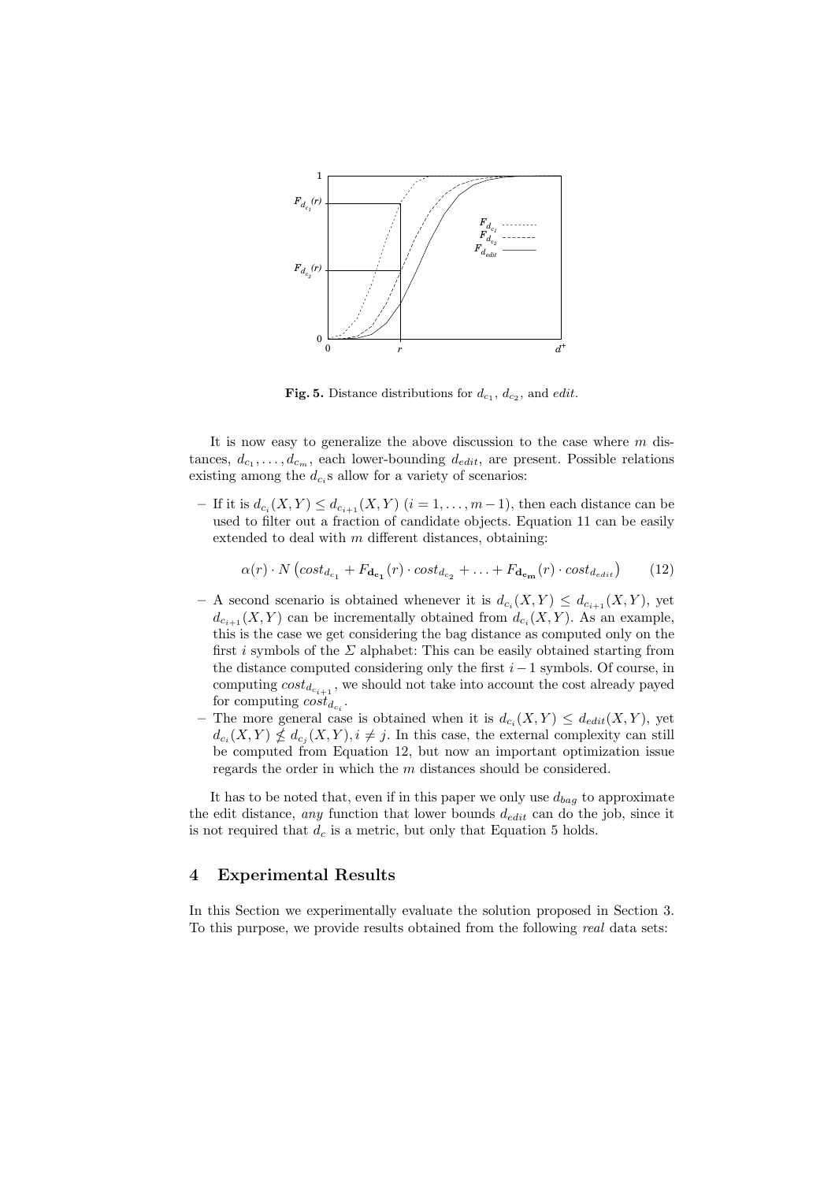**Fig. 5.** Distance distributions for $d_{c_1}$, $d_{c_2}$, and *edit*.

It is now easy to generalize the above discussion to the case where $m$ distances, $d_{c_1}, \ldots, d_{c_m}$, each lower-bounding $d_{edit}$, are present. Possible relations existing among the $d_{c_i}$s allow for a variety of scenarios:

- If it is $d_{c_i}(X,Y) \le d_{c_{i+1}}(X,Y)$ $(i = 1, \ldots, m-1)$, then each distance can be used to filter out a fraction of candidate objects. Equation 11 can be easily extended to deal with $m$ different distances, obtaining:

$$\alpha(r) \cdot N \left( cost_{d_{c_1}} + F_{\mathbf{d_{c_1}}}(r) \cdot cost_{d_{c_2}} + \ldots + F_{\mathbf{d_{c_m}}}(r) \cdot cost_{d_{edit}} \right) \qquad (12)$$

- A second scenario is obtained whenever it is $d_{c_i}(X,Y) \le d_{c_{i+1}}(X,Y)$, yet $d_{c_{i+1}}(X,Y)$ can be incrementally obtained from $d_{c_i}(X,Y)$. As an example, this is the case we get considering the bag distance as computed only on the first $i$ symbols of the $\Sigma$ alphabet: This can be easily obtained starting from the distance computed considering only the first $i-1$ symbols. Of course, in computing $cost_{d_{c_{i+1}}}$, we should not take into account the cost already payed for computing $cost_{d_{c_i}}$.
- The more general case is obtained when it is $d_{c_i}(X,Y) \le d_{edit}(X,Y)$, yet $d_{c_i}(X,Y) \not\le d_{c_j}(X,Y), i \ne j$. In this case, the external complexity can still be computed from Equation 12, but now an important optimization issue regards the order in which the $m$ distances should be considered.

It has to be noted that, even if in this paper we only use $d_{bag}$ to approximate the edit distance, *any* function that lower bounds $d_{edit}$ can do the job, since it is not required that $d_c$ is a metric, but only that Equation 5 holds.

## 4 Experimental Results

In this Section we experimentally evaluate the solution proposed in Section 3. To this purpose, we provide results obtained from the following *real* data sets: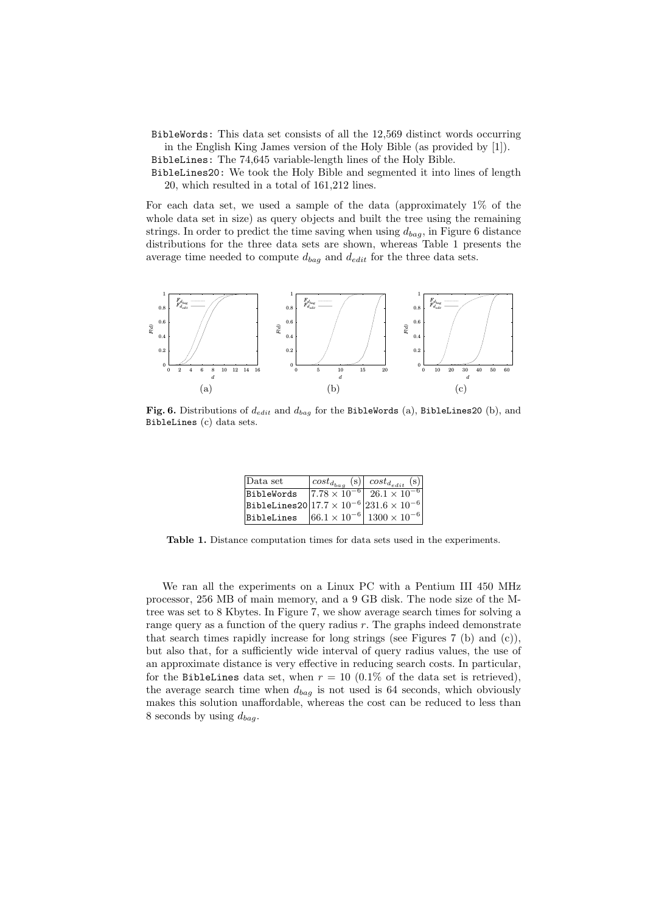BibleWords: This data set consists of all the 12,569 distinct words occurring in the English King James version of the Holy Bible (as provided by [1]).

BibleLines: The 74,645 variable-length lines of the Holy Bible.

BibleLines20: We took the Holy Bible and segmented it into lines of length 20, which resulted in a total of 161,212 lines.

For each data set, we used a sample of the data (approximately 1% of the whole data set in size) as query objects and built the tree using the remaining strings. In order to predict the time saving when using $d_{bag}$, in Figure 6 distance distributions for the three data sets are shown, whereas Table 1 presents the average time needed to compute $d_{bag}$ and $d_{edit}$ for the three data sets.

**Fig. 6.** Distributions of $d_{edit}$ and $d_{bag}$ for the BibleWords (a), BibleLines20 (b), and BibleLines (c) data sets.

| Data set | $cost_{d_{bag}}$ (s) | $cost_{d_{edit}}$ (s) |
|---|---|---|
| BibleWords | $7.78 \times 10^{-6}$ | $26.1 \times 10^{-6}$ |
| BibleLines20 | $17.7 \times 10^{-6}$ | $231.6 \times 10^{-6}$ |
| BibleLines | $66.1 \times 10^{-6}$ | $1300 \times 10^{-6}$ |

**Table 1.** Distance computation times for data sets used in the experiments.

We ran all the experiments on a Linux PC with a Pentium III 450 MHz processor, 256 MB of main memory, and a 9 GB disk. The node size of the M-tree was set to 8 Kbytes. In Figure 7, we show average search times for solving a range query as a function of the query radius $r$. The graphs indeed demonstrate that search times rapidly increase for long strings (see Figures 7 (b) and (c)), but also that, for a sufficiently wide interval of query radius values, the use of an approximate distance is very effective in reducing search costs. In particular, for the BibleLines data set, when $r = 10$ (0.1% of the data set is retrieved), the average search time when $d_{bag}$ is not used is 64 seconds, which obviously makes this solution unaffordable, whereas the cost can be reduced to less than 8 seconds by using $d_{bag}$.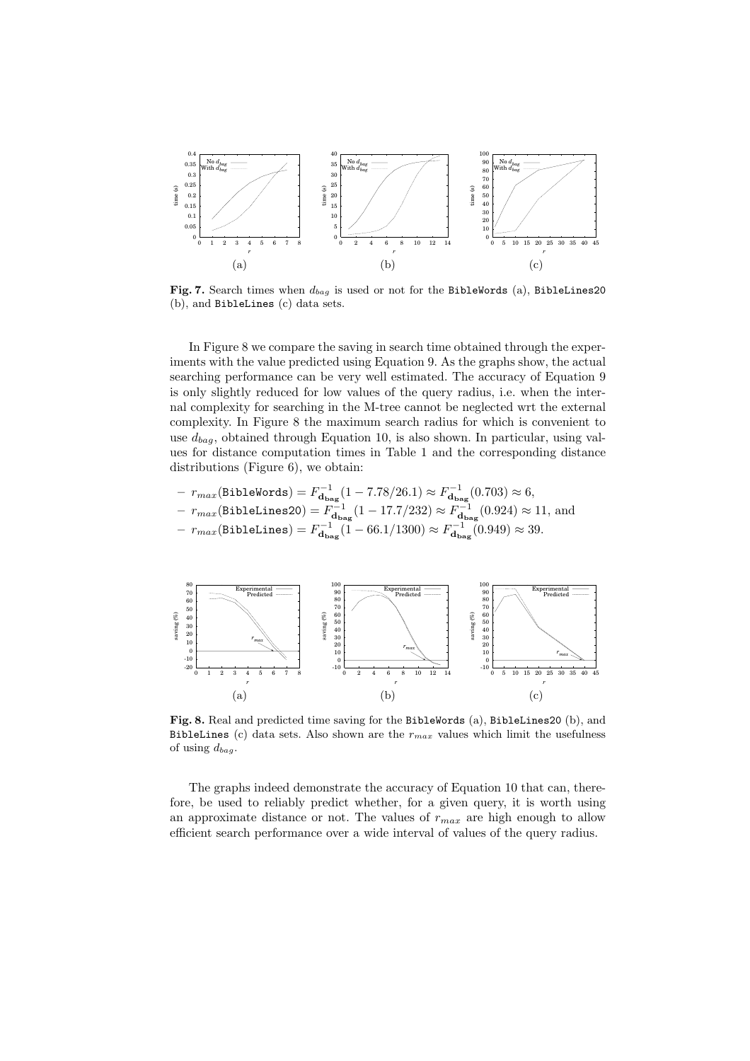**Fig. 7.** Search times when $d_{bag}$ is used or not for the BibleWords (a), BibleLines20 (b), and BibleLines (c) data sets.

In Figure 8 we compare the saving in search time obtained through the experiments with the value predicted using Equation 9. As the graphs show, the actual searching performance can be very well estimated. The accuracy of Equation 9 is only slightly reduced for low values of the query radius, i.e. when the internal complexity for searching in the M-tree cannot be neglected wrt the external complexity. In Figure 8 the maximum search radius for which is convenient to use $d_{bag}$, obtained through Equation 10, is also shown. In particular, using values for distance computation times in Table 1 and the corresponding distance distributions (Figure 6), we obtain:

- $r_{max}(\texttt{BibleWords}) = F^{-1}_{\mathbf{d_{bag}}}(1 - 7.78/26.1) \approx F^{-1}_{\mathbf{d_{bag}}}(0.703) \approx 6$,
- $r_{max}(\texttt{BibleLines20}) = F^{-1}_{\mathbf{d_{bag}}}(1 - 17.7/232) \approx F^{-1}_{\mathbf{d_{bag}}}(0.924) \approx 11$, and
- $r_{max}(\texttt{BibleLines}) = F^{-1}_{\mathbf{d_{bag}}}(1 - 66.1/1300) \approx F^{-1}_{\mathbf{d_{bag}}}(0.949) \approx 39$.

**Fig. 8.** Real and predicted time saving for the BibleWords (a), BibleLines20 (b), and BibleLines (c) data sets. Also shown are the $r_{max}$ values which limit the usefulness of using $d_{bag}$.

The graphs indeed demonstrate the accuracy of Equation 10 that can, therefore, be used to reliably predict whether, for a given query, it is worth using an approximate distance or not. The values of $r_{max}$ are high enough to allow efficient search performance over a wide interval of values of the query radius.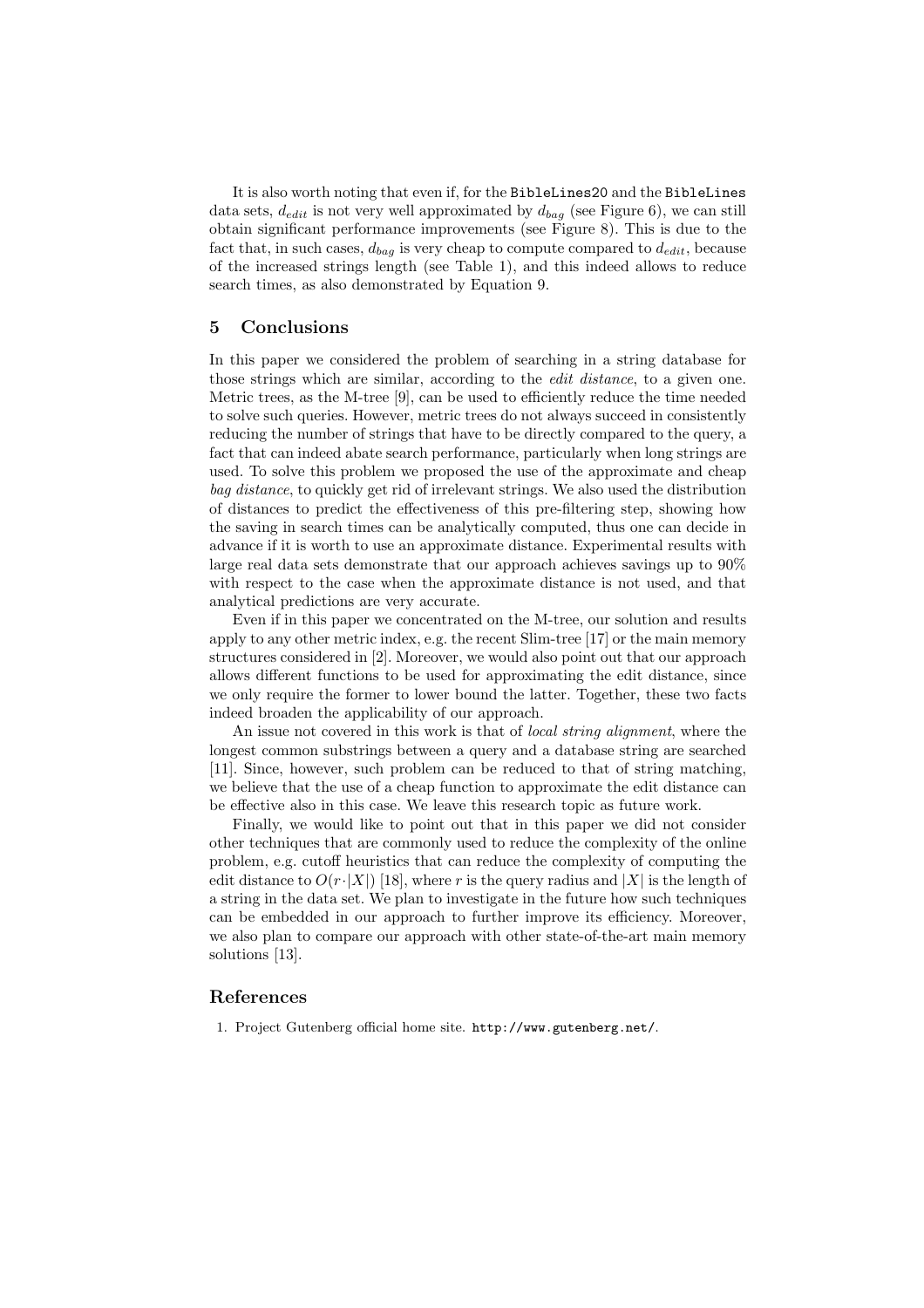It is also worth noting that even if, for the `BibleLines20` and the `BibleLines` data sets, $d_{edit}$ is not very well approximated by $d_{bag}$ (see Figure 6), we can still obtain significant performance improvements (see Figure 8). This is due to the fact that, in such cases, $d_{bag}$ is very cheap to compute compared to $d_{edit}$, because of the increased strings length (see Table 1), and this indeed allows to reduce search times, as also demonstrated by Equation 9.

## 5 Conclusions

In this paper we considered the problem of searching in a string database for those strings which are similar, according to the *edit distance*, to a given one. Metric trees, as the M-tree [9], can be used to efficiently reduce the time needed to solve such queries. However, metric trees do not always succeed in consistently reducing the number of strings that have to be directly compared to the query, a fact that can indeed abate search performance, particularly when long strings are used. To solve this problem we proposed the use of the approximate and cheap *bag distance*, to quickly get rid of irrelevant strings. We also used the distribution of distances to predict the effectiveness of this pre-filtering step, showing how the saving in search times can be analytically computed, thus one can decide in advance if it is worth to use an approximate distance. Experimental results with large real data sets demonstrate that our approach achieves savings up to 90% with respect to the case when the approximate distance is not used, and that analytical predictions are very accurate.

Even if in this paper we concentrated on the M-tree, our solution and results apply to any other metric index, e.g. the recent Slim-tree [17] or the main memory structures considered in [2]. Moreover, we would also point out that our approach allows different functions to be used for approximating the edit distance, since we only require the former to lower bound the latter. Together, these two facts indeed broaden the applicability of our approach.

An issue not covered in this work is that of *local string alignment*, where the longest common substrings between a query and a database string are searched [11]. Since, however, such problem can be reduced to that of string matching, we believe that the use of a cheap function to approximate the edit distance can be effective also in this case. We leave this research topic as future work.

Finally, we would like to point out that in this paper we did not consider other techniques that are commonly used to reduce the complexity of the online problem, e.g. cutoff heuristics that can reduce the complexity of computing the edit distance to $O(r \cdot |X|)$ [18], where $r$ is the query radius and $|X|$ is the length of a string in the data set. We plan to investigate in the future how such techniques can be embedded in our approach to further improve its efficiency. Moreover, we also plan to compare our approach with other state-of-the-art main memory solutions [13].

## References

1. Project Gutenberg official home site. `http://www.gutenberg.net/`.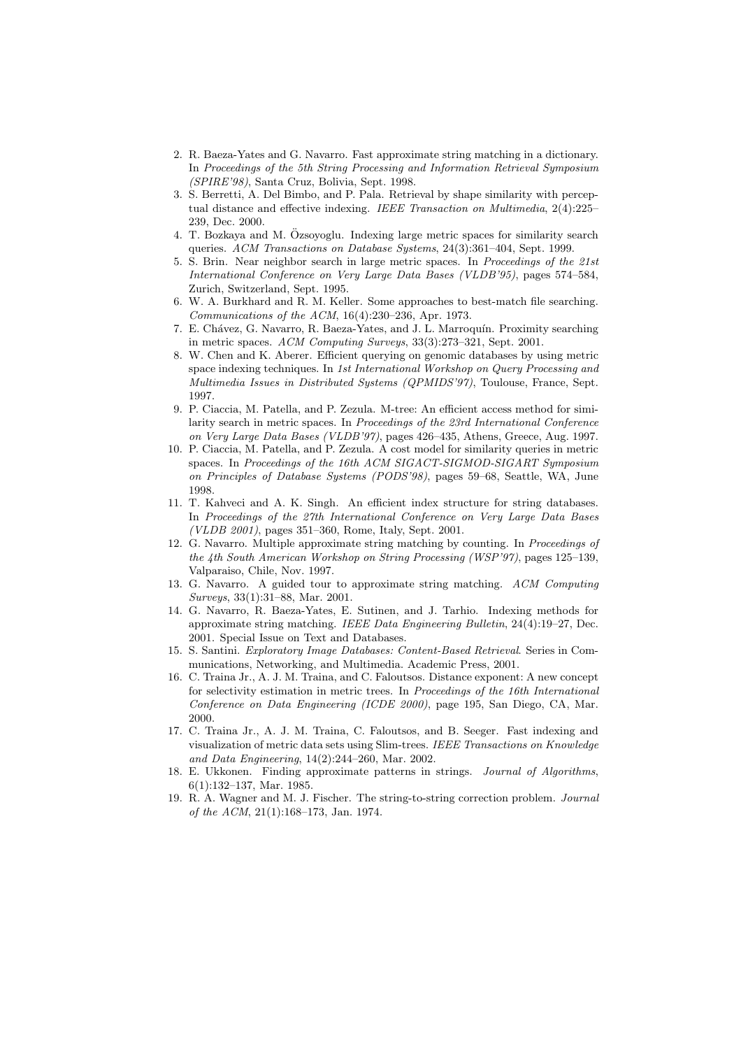2. R. Baeza-Yates and G. Navarro. Fast approximate string matching in a dictionary. In *Proceedings of the 5th String Processing and Information Retrieval Symposium (SPIRE'98)*, Santa Cruz, Bolivia, Sept. 1998.
3. S. Berretti, A. Del Bimbo, and P. Pala. Retrieval by shape similarity with perceptual distance and effective indexing. *IEEE Transaction on Multimedia*, 2(4):225–239, Dec. 2000.
4. T. Bozkaya and M. Özsoyoglu. Indexing large metric spaces for similarity search queries. *ACM Transactions on Database Systems*, 24(3):361–404, Sept. 1999.
5. S. Brin. Near neighbor search in large metric spaces. In *Proceedings of the 21st International Conference on Very Large Data Bases (VLDB'95)*, pages 574–584, Zurich, Switzerland, Sept. 1995.
6. W. A. Burkhard and R. M. Keller. Some approaches to best-match file searching. *Communications of the ACM*, 16(4):230–236, Apr. 1973.
7. E. Chávez, G. Navarro, R. Baeza-Yates, and J. L. Marroquín. Proximity searching in metric spaces. *ACM Computing Surveys*, 33(3):273–321, Sept. 2001.
8. W. Chen and K. Aberer. Efficient querying on genomic databases by using metric space indexing techniques. In *1st International Workshop on Query Processing and Multimedia Issues in Distributed Systems (QPMIDS'97)*, Toulouse, France, Sept. 1997.
9. P. Ciaccia, M. Patella, and P. Zezula. M-tree: An efficient access method for similarity search in metric spaces. In *Proceedings of the 23rd International Conference on Very Large Data Bases (VLDB'97)*, pages 426–435, Athens, Greece, Aug. 1997.
10. P. Ciaccia, M. Patella, and P. Zezula. A cost model for similarity queries in metric spaces. In *Proceedings of the 16th ACM SIGACT-SIGMOD-SIGART Symposium on Principles of Database Systems (PODS'98)*, pages 59–68, Seattle, WA, June 1998.
11. T. Kahveci and A. K. Singh. An efficient index structure for string databases. In *Proceedings of the 27th International Conference on Very Large Data Bases (VLDB 2001)*, pages 351–360, Rome, Italy, Sept. 2001.
12. G. Navarro. Multiple approximate string matching by counting. In *Proceedings of the 4th South American Workshop on String Processing (WSP'97)*, pages 125–139, Valparaiso, Chile, Nov. 1997.
13. G. Navarro. A guided tour to approximate string matching. *ACM Computing Surveys*, 33(1):31–88, Mar. 2001.
14. G. Navarro, R. Baeza-Yates, E. Sutinen, and J. Tarhio. Indexing methods for approximate string matching. *IEEE Data Engineering Bulletin*, 24(4):19–27, Dec. 2001. Special Issue on Text and Databases.
15. S. Santini. *Exploratory Image Databases: Content-Based Retrieval*. Series in Communications, Networking, and Multimedia. Academic Press, 2001.
16. C. Traina Jr., A. J. M. Traina, and C. Faloutsos. Distance exponent: A new concept for selectivity estimation in metric trees. In *Proceedings of the 16th International Conference on Data Engineering (ICDE 2000)*, page 195, San Diego, CA, Mar. 2000.
17. C. Traina Jr., A. J. M. Traina, C. Faloutsos, and B. Seeger. Fast indexing and visualization of metric data sets using Slim-trees. *IEEE Transactions on Knowledge and Data Engineering*, 14(2):244–260, Mar. 2002.
18. E. Ukkonen. Finding approximate patterns in strings. *Journal of Algorithms*, 6(1):132–137, Mar. 1985.
19. R. A. Wagner and M. J. Fischer. The string-to-string correction problem. *Journal of the ACM*, 21(1):168–173, Jan. 1974.